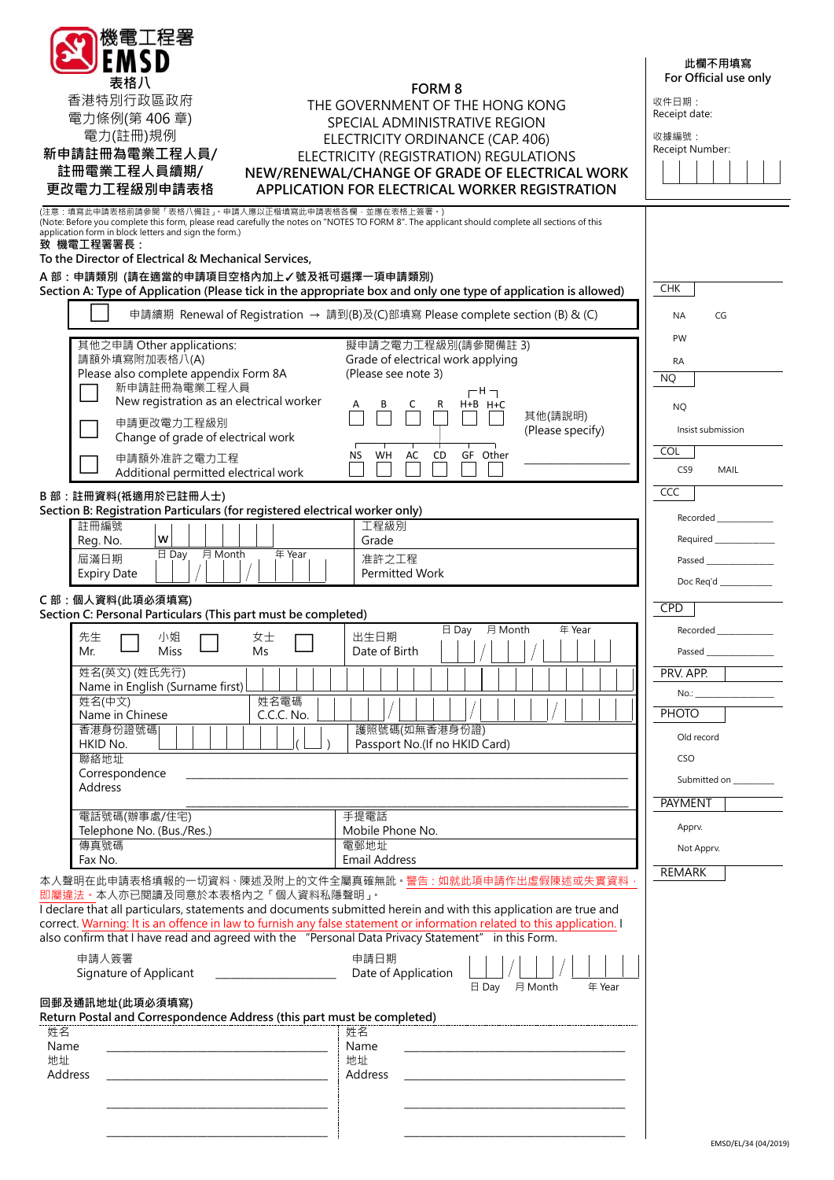機電工程署
EMSD

表格八
香港特別行政區政府
電力條例(第 406 章)
電力(註冊)規例
**新申請註冊為電業工程人員/註冊電業工程人員續期/更改電力工程級別申請表格**

# FORM 8
THE GOVERNMENT OF THE HONG KONG SPECIAL ADMINISTRATIVE REGION
ELECTRICITY ORDINANCE (CAP. 406)
ELECTRICITY (REGISTRATION) REGULATIONS
**NEW/RENEWAL/CHANGE OF GRADE OF ELECTRICAL WORK APPLICATION FOR ELECTRICAL WORKER REGISTRATION**

**此欄不用填寫**
**For Official use only**

收件日期：
Receipt date:

收據編號：
Receipt Number: | | | | | | | |

(注意：填寫此申請表格前請參閱「表格八備註」。申請人應以正楷填寫此申請表格各欄，並應在表格上簽署。)
(Note: Before you complete this form, please read carefully the notes on "NOTES TO FORM 8". The applicant should complete all sections of this application form in block letters and sign the form.)

**致 機電工程署署長：**
To the Director of Electrical & Mechanical Services,

**A 部：申請類別 (請在適當的申請項目空格內加上✓號及祇可選擇一項申請類別)**
**Section A: Type of Application (Please tick in the appropriate box and only one type of application is allowed)**

☐ 申請續期 Renewal of Registration → 請到(B)及(C)部填寫 Please complete section (B) & (C)

其他之申請 Other applications:
請額外填寫附加表格八(A)
Please also complete appendix Form 8A

☐ 新申請註冊為電業工程人員
New registration as an electrical worker

☐ 申請更改電力工程級別
Change of grade of electrical work

☐ 申請額外准許之電力工程
Additional permitted electrical work

擬申請之電力工程級別(請參閱備註 3)
Grade of electrical work applying
(Please see note 3)

| A | B | C | R | H+B | H+C |
|---|---|---|---|---|---|
| ☐ | ☐ | ☐ | ☐ | ☐ | ☐ |

其他(請說明)
(Please specify)

| NS | WH | AC | CD | GF | Other |
|---|---|---|---|---|---|
| ☐ | ☐ | ☐ | ☐ | ☐ | ☐ |

______________________

**B 部：註冊資料(祇適用於已註冊人士)**
**Section B: Registration Particulars (for registered electrical worker only)**

| 註冊編號 Reg. No. | W | 工程級別 Grade | |
|---|---|---|---|
| 屆滿日期 Expiry Date | 日 Day / 月 Month / 年 Year | 准許之工程 Permitted Work | |

**C 部：個人資料(此項必須填寫)**
**Section C: Personal Particulars (This part must be completed)**

| | |
|---|---|
| 先生 Mr. ☐ 小姐 Miss ☐ 女士 Ms ☐ | 出生日期 Date of Birth: 日 Day / 月 Month / 年 Year |
| 姓名(英文) (姓氏先行) Name in English (Surname first) | |
| 姓名(中文) Name in Chinese | 姓名電碼 C.C.C. No. |
| 香港身份證號碼 HKID No. ( ) | 護照號碼(如無香港身份證) Passport No.(If no HKID Card) |
| 聯絡地址 Correspondence Address | |
| 電話號碼(辦事處/住宅) Telephone No. (Bus./Res.) | 手提電話 Mobile Phone No. |
| 傳真號碼 Fax No. | 電郵地址 Email Address |

本人聲明在此申請表格填報的一切資料、陳述及附上的文件全屬真確無訛。警告：如就此項申請作出虛假陳述或失實資料，即屬違法。本人亦已閱讀及同意於本表格內之「個人資料私隱聲明」。
I declare that all particulars, statements and documents submitted herein and with this application are true and correct. Warning: It is an offence in law to furnish any false statement or information related to this application. I also confirm that I have read and agreed with the "Personal Data Privacy Statement" in this Form.

申請人簽署
Signature of Applicant ______________________

申請日期
Date of Application ___ / ___ / ___
日 Day 月 Month 年 Year

**回郵及通訊地址(此項必須填寫)**
**Return Postal and Correspondence Address (this part must be completed)**

| | |
|---|---|
| 姓名 Name ______________________ | 姓名 Name ______________________ |
| 地址 Address ______________________ | 地址 Address ______________________ |
| ______________________ | ______________________ |
| ______________________ | ______________________ |

**For Official use only:**

CHK
NA CG
PW
RA

NQ
NQ
Insist submission

COL
CS9 MAIL

CCC
Recorded ________
Required ________
Passed ________
Doc Req'd ________

CPD
Recorded ________
Passed ________

PRV. APP.
No.: ________

PHOTO
Old record
CSO
Submitted on ________

PAYMENT
Apprv.
Not Apprv.

REMARK

EMSD/EL/34 (04/2019)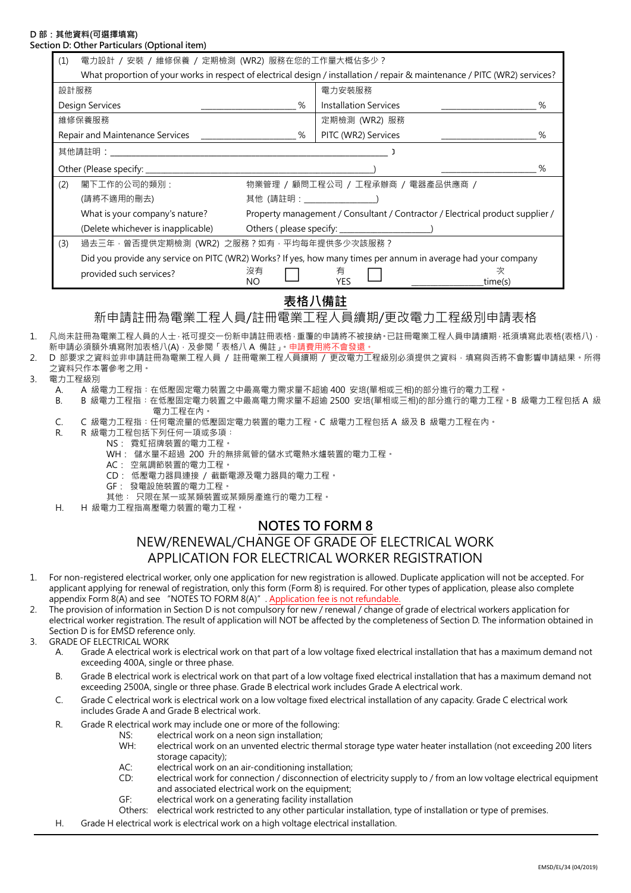**D 部：其他資料(可選擇填寫)**
**Section D: Other Particulars (Optional item)**

| | | | |
|---|---|---|---|
| (1) 電力設計 / 安裝 / 維修保養 / 定期檢測 (WR2) 服務在您的工作量大概佔多少？<br>What proportion of your works in respect of electrical design / installation / repair & maintenance / PITC (WR2) services? | | | |
| 設計服務<br>Design Services | ________________ % | 電力安裝服務<br>Installation Services | ________________ % |
| 維修保養服務<br>Repair and Maintenance Services | ________________ % | 定期檢測 (WR2) 服務<br>PITC (WR2) Services | ________________ % |
| 其他請註明：________________________________)<br>Other (Please specify: ________________________________) | | | ________________ % |
| (2) 閣下工作的公司的類別：<br>(請將不適用的刪去)<br>What is your company's nature?<br>(Delete whichever is inapplicable) | 物業管理 / 顧問工程公司 / 工程承辦商 / 電器產品供應商 /<br>其他 (請註明：______________)<br>Property management / Consultant / Contractor / Electrical product supplier /<br>Others ( please specify: ______________) | | |
| (3) 過去三年，曾否提供定期檢測 (WR2) 之服務？如有，平均每年提供多少次該服務？<br>Did you provide any service on PITC (WR2) Works? If yes, how many times per annum in average had your company provided such services? | 沒有 NO ☐ | 有 YES ☐ | ____________ 次 time(s) |

# 表格八備註

## 新申請註冊為電業工程人員/註冊電業工程人員續期/更改電力工程級別申請表格

1. 凡尚未註冊為電業工程人員的人士，祇可提交一份新申請註冊表格，重覆的申請將不被接納。已註冊電業工程人員申請續期，祇須填寫此表格(表格八)，新申請必須額外填寫附加表格八(A)，及參閱「表格八 A 備註」。申請費用將不會發還。
2. D 部要求之資料並非申請註冊為電業工程人員 / 註冊電業工程人員續期 / 更改電力工程級別必須提供之資料，填寫與否將不會影響申請結果。所得之資料只作本署參考之用。
3. 電力工程級別
   - A. A 級電力工程指：在低壓固定電力裝置之中最高電力需求量不超逾 400 安培(單相或三相)的部分進行的電力工程。
   - B. B 級電力工程指：在低壓固定電力裝置之中最高電力需求量不超逾 2500 安培(單相或三相)的部分進行的電力工程。B 級電力工程包括 A 級電力工程在內。
   - C. C 級電力工程指：任何電流量的低壓固定電力裝置的電力工程。C 級電力工程包括 A 級及 B 級電力工程在內。
   - R. R 級電力工程包括下列任何一項或多項：
     - NS： 霓虹招牌裝置的電力工程。
     - WH： 儲水量不超過 200 升的無排氣管的儲水式電熱水爐裝置的電力工程。
     - AC： 空氣調節裝置的電力工程。
     - CD： 低壓電力器具連接 / 截斷電源及電力器具的電力工程。
     - GF： 發電設施裝置的電力工程。
     - 其他： 只限在某一或某類裝置或某類房產進行的電力工程。
   - H. H 級電力工程指高壓電力裝置的電力工程。

# NOTES TO FORM 8

## NEW/RENEWAL/CHANGE OF GRADE OF ELECTRICAL WORK APPLICATION FOR ELECTRICAL WORKER REGISTRATION

1. For non-registered electrical worker, only one application for new registration is allowed. Duplicate application will not be accepted. For applicant applying for renewal of registration, only this form (Form 8) is required. For other types of application, please also complete appendix Form 8(A) and see "NOTES TO FORM 8(A)". Application fee is not refundable.
2. The provision of information in Section D is not compulsory for new / renewal / change of grade of electrical workers application for electrical worker registration. The result of application will NOT be affected by the completeness of Section D. The information obtained in Section D is for EMSD reference only.
3. GRADE OF ELECTRICAL WORK
   - A. Grade A electrical work is electrical work on that part of a low voltage fixed electrical installation that has a maximum demand not exceeding 400A, single or three phase.
   - B. Grade B electrical work is electrical work on that part of a low voltage fixed electrical installation that has a maximum demand not exceeding 2500A, single or three phase. Grade B electrical work includes Grade A electrical work.
   - C. Grade C electrical work is electrical work on a low voltage fixed electrical installation of any capacity. Grade C electrical work includes Grade A and Grade B electrical work.
   - R. Grade R electrical work may include one or more of the following:
     - NS: electrical work on a neon sign installation;
     - WH: electrical work on an unvented electric thermal storage type water heater installation (not exceeding 200 liters storage capacity);
     - AC: electrical work on an air-conditioning installation;
     - CD: electrical work for connection / disconnection of electricity supply to / from an low voltage electrical equipment and associated electrical work on the equipment;
     - GF: electrical work on a generating facility installation
     - Others: electrical work restricted to any other particular installation, type of installation or type of premises.
   - H. Grade H electrical work is electrical work on a high voltage electrical installation.

EMSD/EL/34 (04/2019)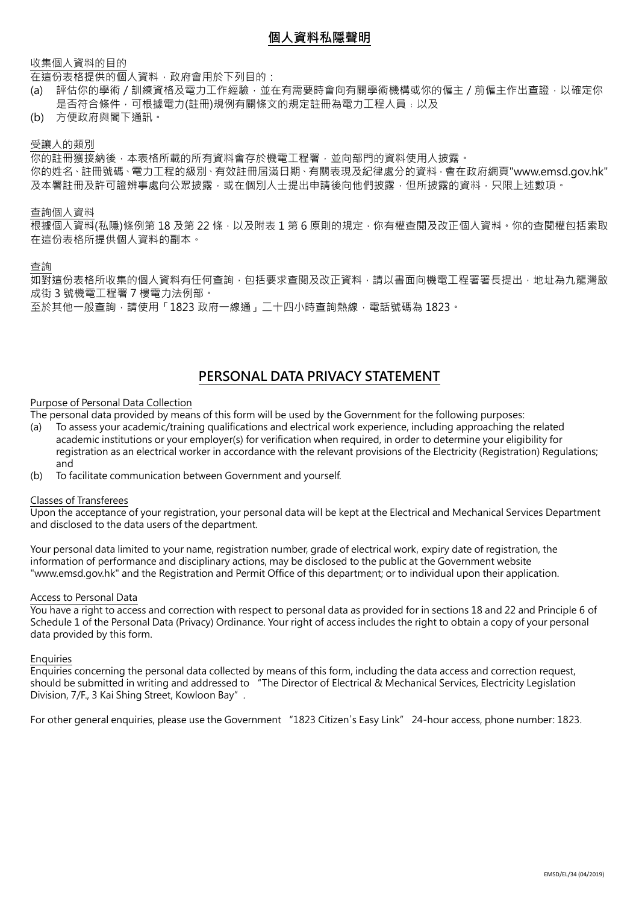# 個人資料私隱聲明

<u>收集個人資料的目的</u>

在這份表格提供的個人資料，政府會用於下列目的：

(a) 評估你的學術 / 訓練資格及電力工作經驗，並在有需要時會向有關學術機構或你的僱主 / 前僱主作出查證，以確定你是否符合條件，可根據電力(註冊)規例有關條文的規定註冊為電力工程人員；以及

(b) 方便政府與閣下通訊。

<u>受讓人的類別</u>

你的註冊獲接納後，本表格所載的所有資料會存於機電工程署，並向部門的資料使用人披露。

你的姓名、註冊號碼、電力工程的級別、有效註冊屆滿日期、有關表現及紀律處分的資料，會在政府網頁"www.emsd.gov.hk"及本署註冊及許可證辦事處向公眾披露，或在個別人士提出申請後向他們披露，但所披露的資料，只限上述數項。

<u>查詢個人資料</u>

根據個人資料(私隱)條例第 18 及第 22 條，以及附表 1 第 6 原則的規定，你有權查閱及改正個人資料。你的查閱權包括索取在這份表格所提供個人資料的副本。

<u>查詢</u>

如對這份表格所收集的個人資料有任何查詢，包括要求查閱及改正資料，請以書面向機電工程署署長提出，地址為九龍灣啟成街 3 號機電工程署 7 樓電力法例部。

至於其他一般查詢，請使用「1823 政府一線通」二十四小時查詢熱線，電話號碼為 1823。

# PERSONAL DATA PRIVACY STATEMENT

<u>Purpose of Personal Data Collection</u>

The personal data provided by means of this form will be used by the Government for the following purposes:

(a) To assess your academic/training qualifications and electrical work experience, including approaching the related academic institutions or your employer(s) for verification when required, in order to determine your eligibility for registration as an electrical worker in accordance with the relevant provisions of the Electricity (Registration) Regulations; and

(b) To facilitate communication between Government and yourself.

<u>Classes of Transferees</u>

Upon the acceptance of your registration, your personal data will be kept at the Electrical and Mechanical Services Department and disclosed to the data users of the department.

Your personal data limited to your name, registration number, grade of electrical work, expiry date of registration, the information of performance and disciplinary actions, may be disclosed to the public at the Government website "www.emsd.gov.hk" and the Registration and Permit Office of this department; or to individual upon their application.

<u>Access to Personal Data</u>

You have a right to access and correction with respect to personal data as provided for in sections 18 and 22 and Principle 6 of Schedule 1 of the Personal Data (Privacy) Ordinance. Your right of access includes the right to obtain a copy of your personal data provided by this form.

<u>Enquiries</u>

Enquiries concerning the personal data collected by means of this form, including the data access and correction request, should be submitted in writing and addressed to "The Director of Electrical & Mechanical Services, Electricity Legislation Division, 7/F., 3 Kai Shing Street, Kowloon Bay".

For other general enquiries, please use the Government "1823 Citizen's Easy Link" 24-hour access, phone number: 1823.

EMSD/EL/34 (04/2019)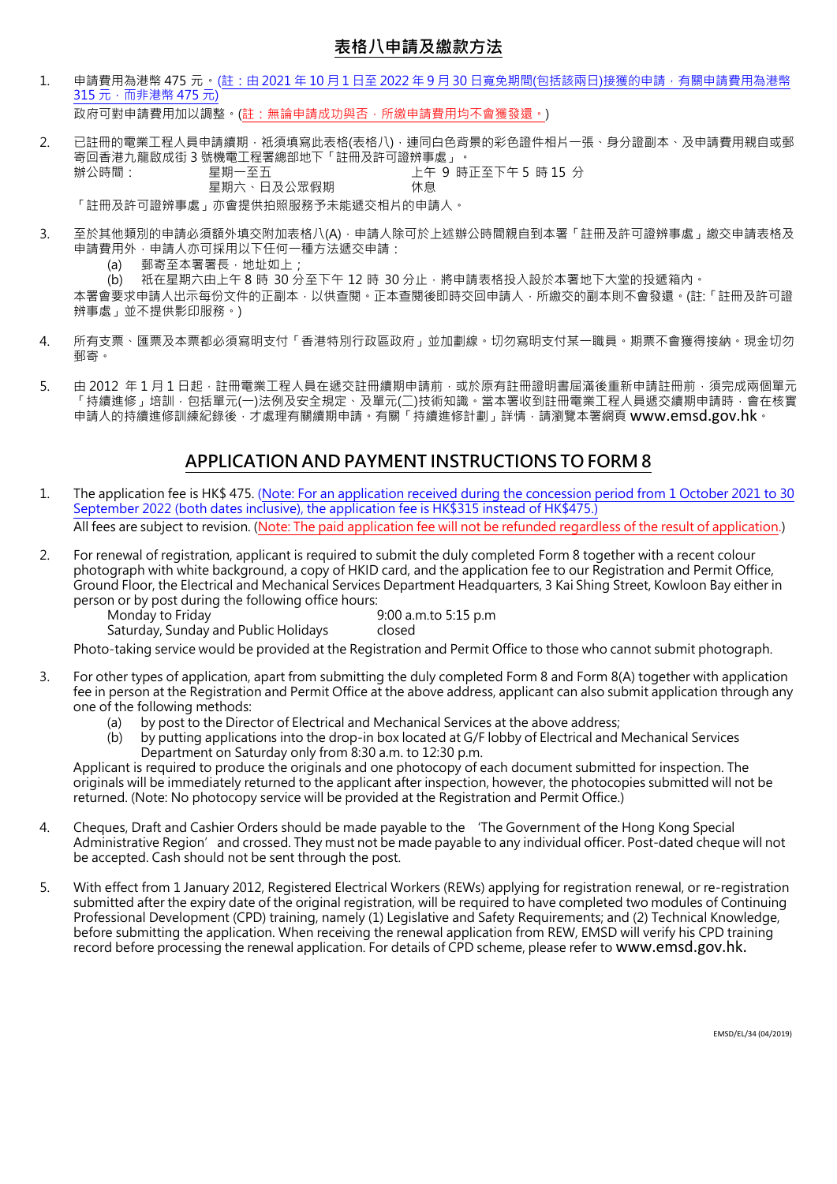## 表格八申請及繳款方法

1. 申請費用為港幣 475 元。(註：由 2021 年 10 月 1 日至 2022 年 9 月 30 日寬免期間(包括該兩日)接獲的申請，有關申請費用為港幣 315 元，而非港幣 475 元)
   政府可對申請費用加以調整。(註：無論申請成功與否，所繳申請費用均不會獲發還。)

2. 已註冊的電業工程人員申請續期，祇須填寫此表格(表格八)，連同白色背景的彩色證件相片一張、身分證副本、及申請費用親自或郵寄回香港九龍啟成街 3 號機電工程署總部地下「註冊及許可證辦事處」。
   辦公時間： 星期一至五 上午 9 時正至下午 5 時 15 分
   星期六、日及公眾假期 休息
   「註冊及許可證辦事處」亦會提供拍照服務予未能遞交相片的申請人。

3. 至於其他類別的申請必須額外填交附加表格八(A)，申請人除可於上述辦公時間親自到本署「註冊及許可證辦事處」繳交申請表格及申請費用外，申請人亦可採用以下任何一種方法遞交申請：
   (a) 郵寄至本署署長，地址如上；
   (b) 祇在星期六由上午 8 時 30 分至下午 12 時 30 分止，將申請表格投入設於本署地下大堂的投遞箱內。
   本署會要求申請人出示每份文件的正副本，以供查閱。正本查閱後即時交回申請人，所繳交的副本則不會發還。(註:「註冊及許可證辦事處」並不提供影印服務。)

4. 所有支票、匯票及本票都必須寫明支付「香港特別行政區政府」並加劃線。切勿寫明支付某一職員。期票不會獲得接納。現金切勿郵寄。

5. 由 2012 年 1 月 1 日起，註冊電業工程人員在遞交註冊續期申請前，或於原有註冊證明書屆滿後重新申請註冊前，須完成兩個單元「持續進修」培訓，包括單元(一)法例及安全規定、及單元(二)技術知識。當本署收到註冊電業工程人員遞交續期申請時，會在核實申請人的持續進修訓練紀錄後，才處理有關續期申請。有關「持續進修計劃」詳情，請瀏覽本署網頁 www.emsd.gov.hk。

## APPLICATION AND PAYMENT INSTRUCTIONS TO FORM 8

1. The application fee is HK$ 475. (Note: For an application received during the concession period from 1 October 2021 to 30 September 2022 (both dates inclusive), the application fee is HK$315 instead of HK$475.)
   All fees are subject to revision. (Note: The paid application fee will not be refunded regardless of the result of application.)

2. For renewal of registration, applicant is required to submit the duly completed Form 8 together with a recent colour photograph with white background, a copy of HKID card, and the application fee to our Registration and Permit Office, Ground Floor, the Electrical and Mechanical Services Department Headquarters, 3 Kai Shing Street, Kowloon Bay either in person or by post during the following office hours:
   Monday to Friday 9:00 a.m.to 5:15 p.m
   Saturday, Sunday and Public Holidays closed
   Photo-taking service would be provided at the Registration and Permit Office to those who cannot submit photograph.

3. For other types of application, apart from submitting the duly completed Form 8 and Form 8(A) together with application fee in person at the Registration and Permit Office at the above address, applicant can also submit application through any one of the following methods:
   (a) by post to the Director of Electrical and Mechanical Services at the above address;
   (b) by putting applications into the drop-in box located at G/F lobby of Electrical and Mechanical Services Department on Saturday only from 8:30 a.m. to 12:30 p.m.
   Applicant is required to produce the originals and one photocopy of each document submitted for inspection. The originals will be immediately returned to the applicant after inspection, however, the photocopies submitted will not be returned. (Note: No photocopy service will be provided at the Registration and Permit Office.)

4. Cheques, Draft and Cashier Orders should be made payable to the 'The Government of the Hong Kong Special Administrative Region' and crossed. They must not be made payable to any individual officer. Post-dated cheque will not be accepted. Cash should not be sent through the post.

5. With effect from 1 January 2012, Registered Electrical Workers (REWs) applying for registration renewal, or re-registration submitted after the expiry date of the original registration, will be required to have completed two modules of Continuing Professional Development (CPD) training, namely (1) Legislative and Safety Requirements; and (2) Technical Knowledge, before submitting the application. When receiving the renewal application from REW, EMSD will verify his CPD training record before processing the renewal application. For details of CPD scheme, please refer to www.emsd.gov.hk.

EMSD/EL/34 (04/2019)